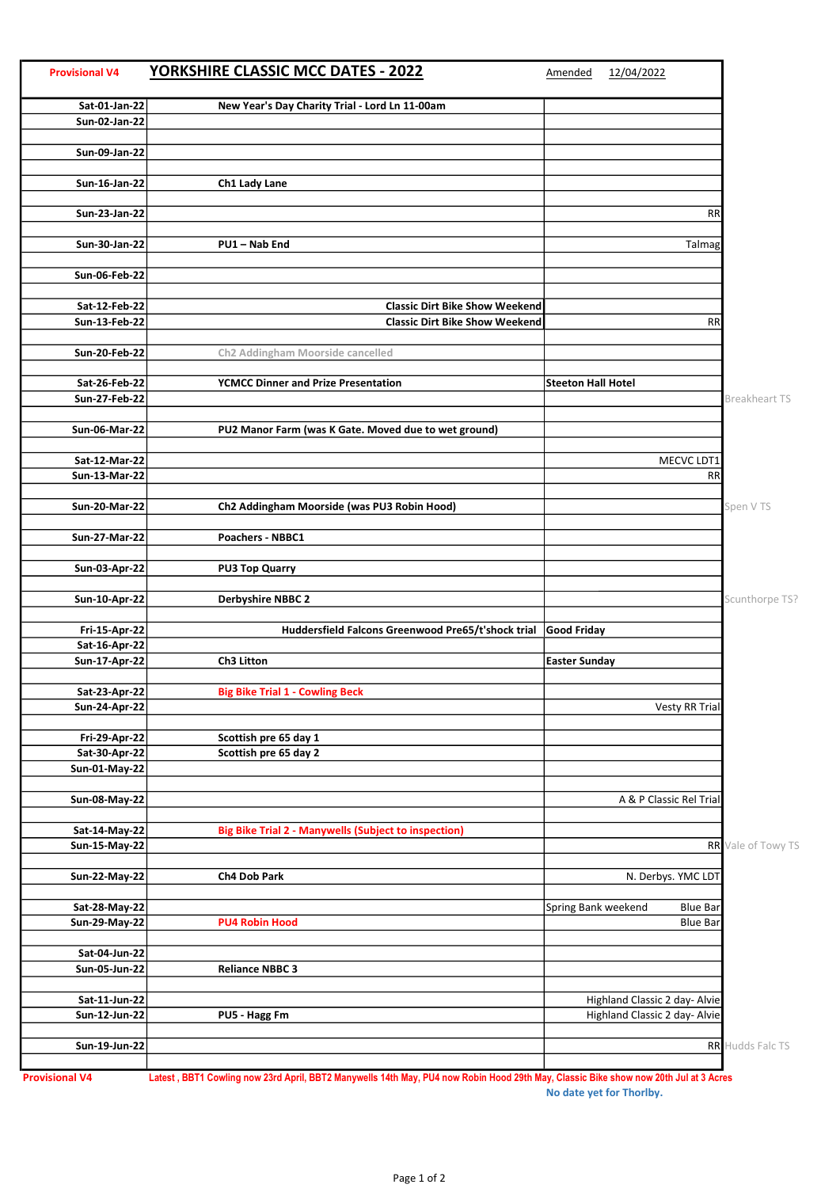**Provisional V4** 

# YORKSHIRE CLASSIC MCC DATES - 2022

Amended 12/04/2022

| Date | Event | Notes | |
|---|---|---|---|
| Sat-01-Jan-22 | New Year's Day Charity Trial - Lord Ln 11-00am | | |
| Sun-02-Jan-22 | | | |
| | | | |
| Sun-09-Jan-22 | | | |
| | | | |
| Sun-16-Jan-22 | Ch1 Lady Lane | | |
| | | | |
| Sun-23-Jan-22 | | RR | |
| | | | |
| Sun-30-Jan-22 | PU1 – Nab End | Talmag | |
| | | | |
| Sun-06-Feb-22 | | | |
| | | | |
| Sat-12-Feb-22 | Classic Dirt Bike Show Weekend | | |
| Sun-13-Feb-22 | Classic Dirt Bike Show Weekend | RR | |
| | | | |
| Sun-20-Feb-22 | Ch2 Addingham Moorside cancelled | | |
| | | | |
| Sat-26-Feb-22 | YCMCC Dinner and Prize Presentation | Steeton Hall Hotel | |
| Sun-27-Feb-22 | | | Breakheart TS |
| | | | |
| Sun-06-Mar-22 | PU2 Manor Farm (was K Gate. Moved due to wet ground) | | |
| | | | |
| Sat-12-Mar-22 | | MECVC LDT1 | |
| Sun-13-Mar-22 | | RR | |
| | | | |
| Sun-20-Mar-22 | Ch2 Addingham Moorside (was PU3 Robin Hood) | | Spen V TS |
| | | | |
| Sun-27-Mar-22 | Poachers - NBBC1 | | |
| | | | |
| Sun-03-Apr-22 | PU3 Top Quarry | | |
| | | | |
| Sun-10-Apr-22 | Derbyshire NBBC 2 | | Scunthorpe TS? |
| | | | |
| Fri-15-Apr-22 | Huddersfield Falcons Greenwood Pre65/t'shock trial | Good Friday | |
| Sat-16-Apr-22 | | | |
| Sun-17-Apr-22 | Ch3 Litton | Easter Sunday | |
| | | | |
| Sat-23-Apr-22 | Big Bike Trial 1 - Cowling Beck | | |
| Sun-24-Apr-22 | | Vesty RR Trial | |
| | | | |
| Fri-29-Apr-22 | Scottish pre 65 day 1 | | |
| Sat-30-Apr-22 | Scottish pre 65 day 2 | | |
| Sun-01-May-22 | | | |
| | | | |
| Sun-08-May-22 | | A & P Classic Rel Trial | |
| | | | |
| Sat-14-May-22 | Big Bike Trial 2 - Manywells (Subject to inspection) | | |
| Sun-15-May-22 | | RR | Vale of Towy TS |
| | | | |
| Sun-22-May-22 | Ch4 Dob Park | N. Derbys. YMC LDT | |
| | | | |
| Sat-28-May-22 | | Spring Bank weekend Blue Bar | |
| Sun-29-May-22 | PU4 Robin Hood | Blue Bar | |
| | | | |
| Sat-04-Jun-22 | | | |
| Sun-05-Jun-22 | Reliance NBBC 3 | | |
| | | | |
| Sat-11-Jun-22 | | Highland Classic 2 day- Alvie | |
| Sun-12-Jun-22 | PU5 - Hagg Fm | Highland Classic 2 day- Alvie | |
| | | | |
| Sun-19-Jun-22 | | RR | Hudds Falc TS |
| | | | |

**Provisional V4** Latest , BBT1 Cowling now 23rd April, BBT2 Manywells 14th May, PU4 now Robin Hood 29th May, Classic Bike show now 20th Jul at 3 Acres

No date yet for Thorlby.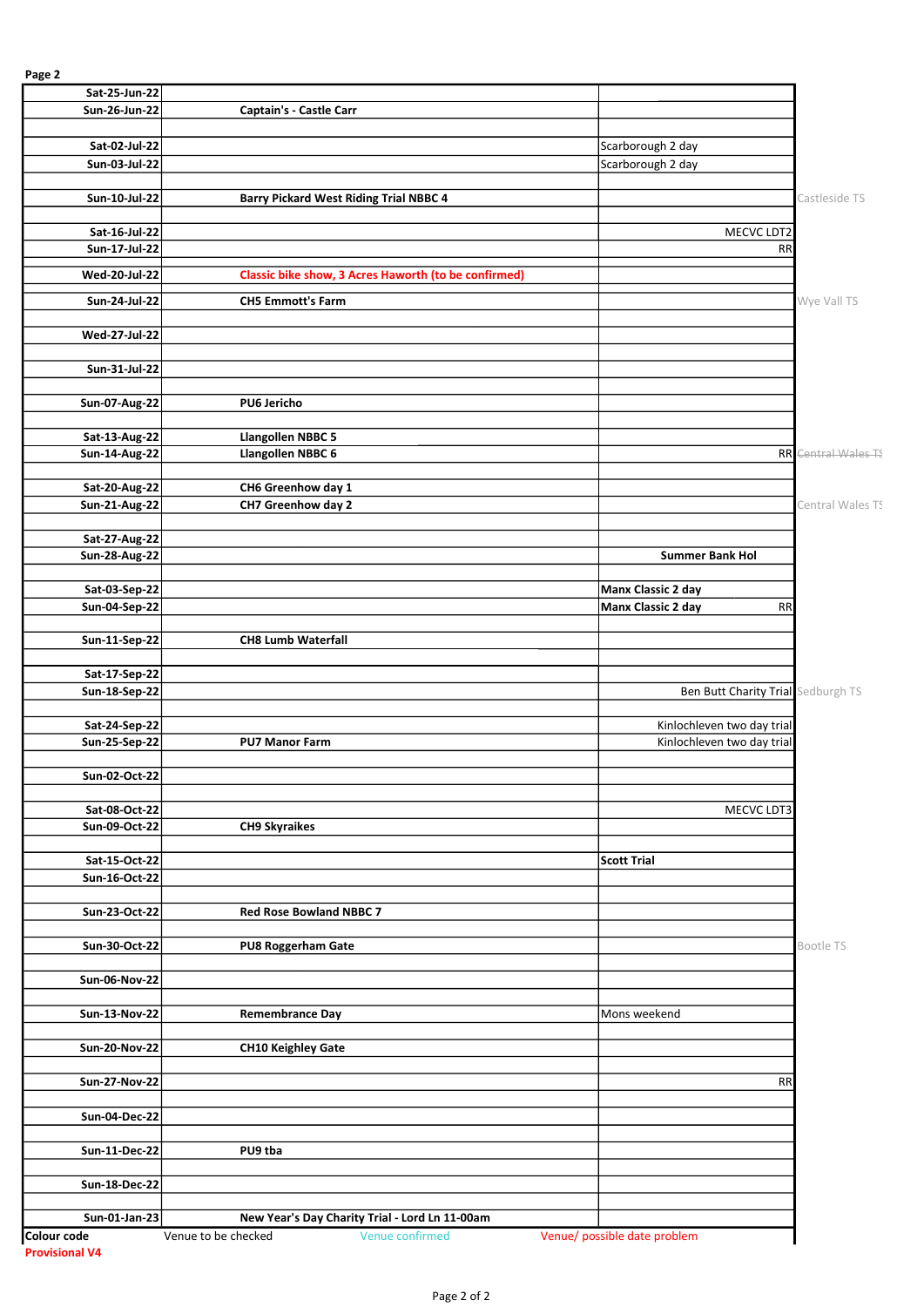Page 2

| | | | |
|---|---|---|---|
| Sat-25-Jun-22 | | | |
| Sun-26-Jun-22 | Captain's - Castle Carr | | |
| | | | |
| Sat-02-Jul-22 | | Scarborough 2 day | |
| Sun-03-Jul-22 | | Scarborough 2 day | |
| | | | |
| Sun-10-Jul-22 | Barry Pickard West Riding Trial NBBC 4 | | Castleside TS |
| | | | |
| Sat-16-Jul-22 | | MECVC LDT2 | |
| Sun-17-Jul-22 | | RR | |
| | | | |
| Wed-20-Jul-22 | Classic bike show, 3 Acres Haworth (to be confirmed) | | |
| | | | |
| Sun-24-Jul-22 | CH5 Emmott's Farm | | Wye Vall TS |
| | | | |
| Wed-27-Jul-22 | | | |
| | | | |
| Sun-31-Jul-22 | | | |
| | | | |
| Sun-07-Aug-22 | PU6 Jericho | | |
| | | | |
| Sat-13-Aug-22 | Llangollen NBBC 5 | | |
| Sun-14-Aug-22 | Llangollen NBBC 6 | RR | ~~Central Wales TS~~ |
| | | | |
| Sat-20-Aug-22 | CH6 Greenhow day 1 | | |
| Sun-21-Aug-22 | CH7 Greenhow day 2 | | Central Wales TS |
| | | | |
| Sat-27-Aug-22 | | | |
| Sun-28-Aug-22 | | Summer Bank Hol | |
| | | | |
| Sat-03-Sep-22 | | Manx Classic 2 day | |
| Sun-04-Sep-22 | | Manx Classic 2 day RR | |
| | | | |
| Sun-11-Sep-22 | CH8 Lumb Waterfall | | |
| | | | |
| Sat-17-Sep-22 | | | |
| Sun-18-Sep-22 | | Ben Butt Charity Trial | Sedburgh TS |
| | | | |
| Sat-24-Sep-22 | | Kinlochleven two day trial | |
| Sun-25-Sep-22 | PU7 Manor Farm | Kinlochleven two day trial | |
| | | | |
| Sun-02-Oct-22 | | | |
| | | | |
| Sat-08-Oct-22 | | MECVC LDT3 | |
| Sun-09-Oct-22 | CH9 Skyraikes | | |
| | | | |
| Sat-15-Oct-22 | | Scott Trial | |
| Sun-16-Oct-22 | | | |
| | | | |
| Sun-23-Oct-22 | Red Rose Bowland NBBC 7 | | |
| | | | |
| Sun-30-Oct-22 | PU8 Roggerham Gate | | Bootle TS |
| | | | |
| Sun-06-Nov-22 | | | |
| | | | |
| Sun-13-Nov-22 | Remembrance Day | Mons weekend | |
| | | | |
| Sun-20-Nov-22 | CH10 Keighley Gate | | |
| | | | |
| Sun-27-Nov-22 | | RR | |
| | | | |
| Sun-04-Dec-22 | | | |
| | | | |
| Sun-11-Dec-22 | PU9 tba | | |
| | | | |
| Sun-18-Dec-22 | | | |
| | | | |
| Sun-01-Jan-23 | New Year's Day Charity Trial - Lord Ln 11-00am | | |

Colour code: Venue to be checked | Venue confirmed | Venue/ possible date problem

Provisional V4